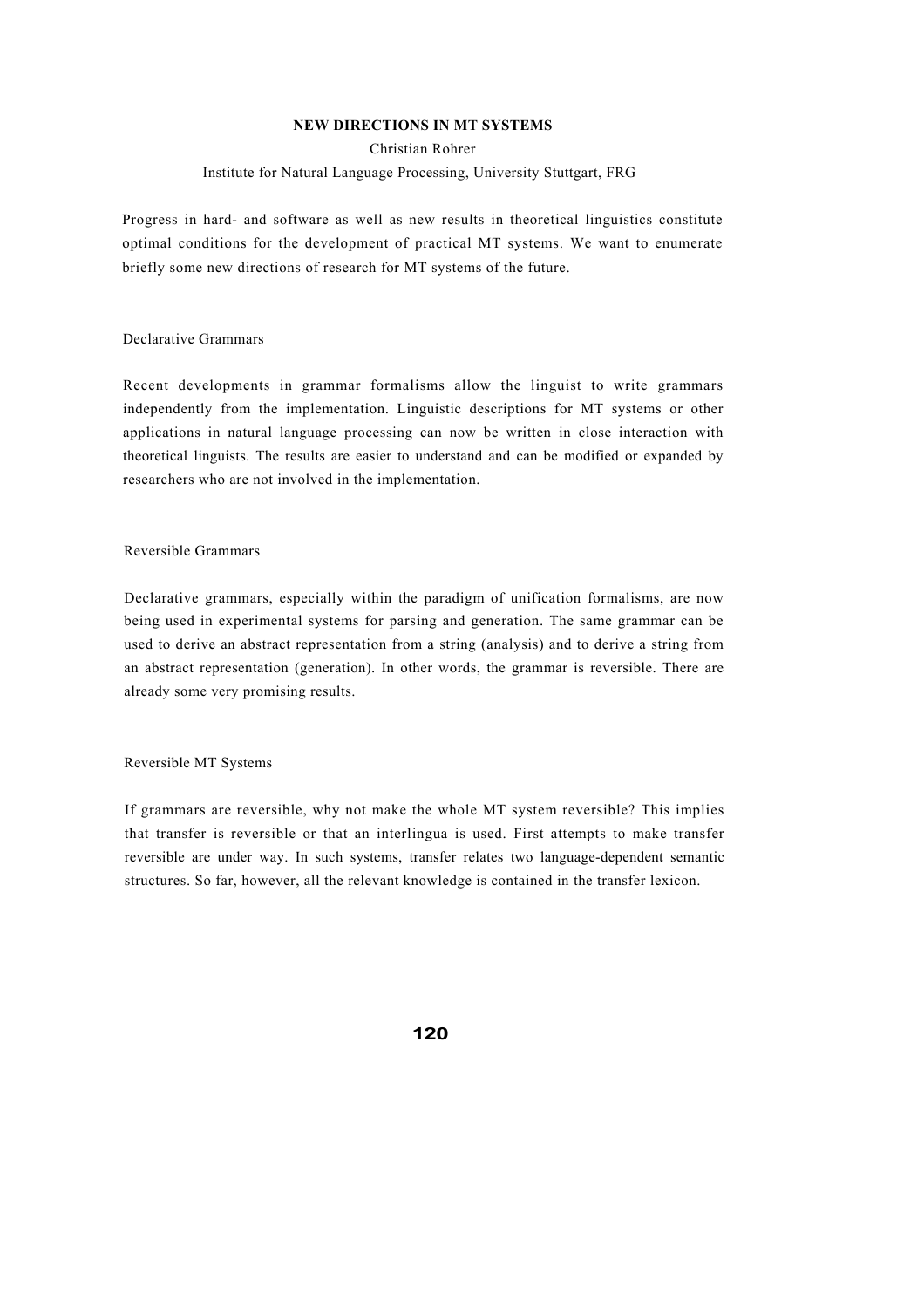# NEW DIRECTIONS IN MT SYSTEMS

Christian Rohrer

Institute for Natural Language Processing, University Stuttgart, FRG

Progress in hard- and software as well as new results in theoretical linguistics constitute optimal conditions for the development of practical MT systems. We want to enumerate briefly some new directions of research for MT systems of the future.

## Declarative Grammars

Recent developments in grammar formalisms allow the linguist to write grammars independently from the implementation. Linguistic descriptions for MT systems or other applications in natural language processing can now be written in close interaction with theoretical linguists. The results are easier to understand and can be modified or expanded by researchers who are not involved in the implementation.

## Reversible Grammars

Declarative grammars, especially within the paradigm of unification formalisms, are now being used in experimental systems for parsing and generation. The same grammar can be used to derive an abstract representation from a string (analysis) and to derive a string from an abstract representation (generation). In other words, the grammar is reversible. There are already some very promising results.

## Reversible MT Systems

If grammars are reversible, why not make the whole MT system reversible? This implies that transfer is reversible or that an interlingua is used. First attempts to make transfer reversible are under way. In such systems, transfer relates two language-dependent semantic structures. So far, however, all the relevant knowledge is contained in the transfer lexicon.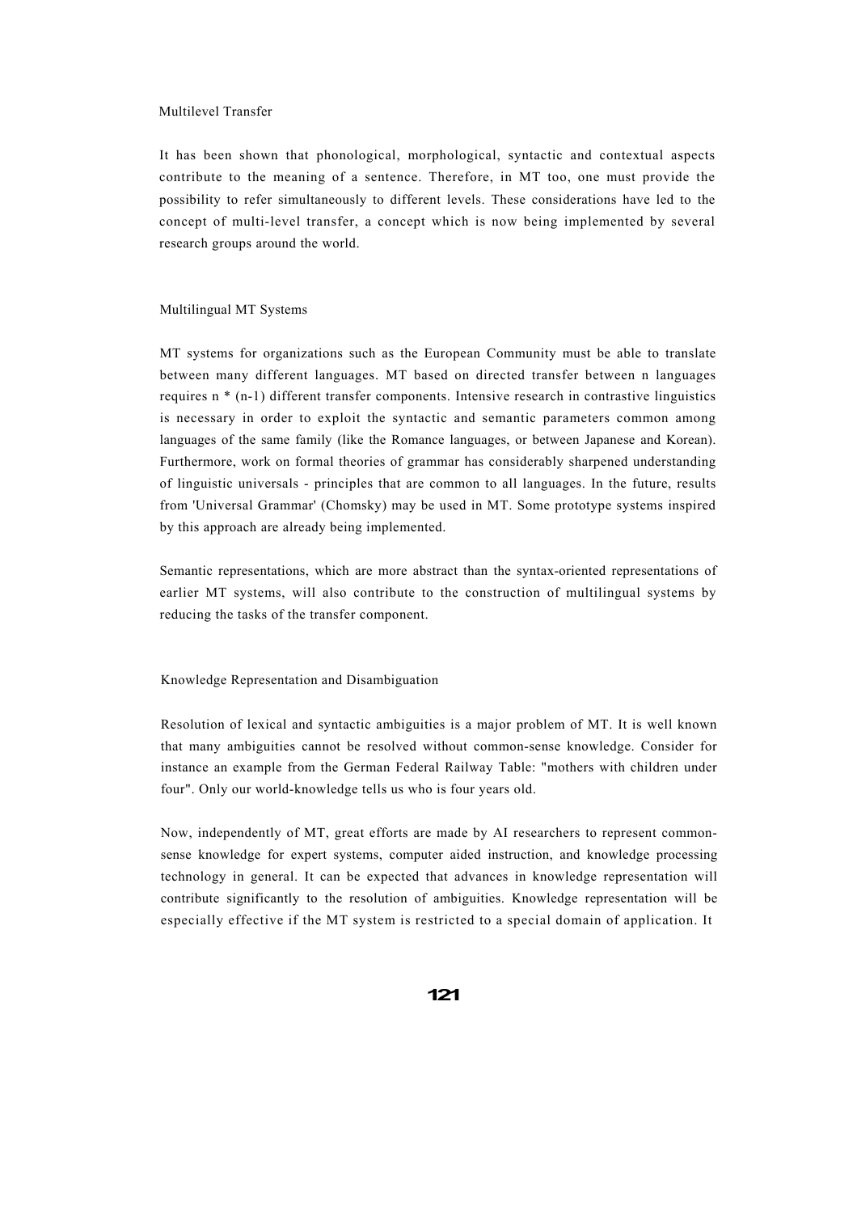## Multilevel Transfer

It has been shown that phonological, morphological, syntactic and contextual aspects contribute to the meaning of a sentence. Therefore, in MT too, one must provide the possibility to refer simultaneously to different levels. These considerations have led to the concept of multi-level transfer, a concept which is now being implemented by several research groups around the world.

## Multilingual MT Systems

MT systems for organizations such as the European Community must be able to translate between many different languages. MT based on directed transfer between n languages requires $n * (n-1)$ different transfer components. Intensive research in contrastive linguistics is necessary in order to exploit the syntactic and semantic parameters common among languages of the same family (like the Romance languages, or between Japanese and Korean). Furthermore, work on formal theories of grammar has considerably sharpened understanding of linguistic universals - principles that are common to all languages. In the future, results from 'Universal Grammar' (Chomsky) may be used in MT. Some prototype systems inspired by this approach are already being implemented.

Semantic representations, which are more abstract than the syntax-oriented representations of earlier MT systems, will also contribute to the construction of multilingual systems by reducing the tasks of the transfer component.

## Knowledge Representation and Disambiguation

Resolution of lexical and syntactic ambiguities is a major problem of MT. It is well known that many ambiguities cannot be resolved without common-sense knowledge. Consider for instance an example from the German Federal Railway Table: "mothers with children under four". Only our world-knowledge tells us who is four years old.

Now, independently of MT, great efforts are made by AI researchers to represent common-sense knowledge for expert systems, computer aided instruction, and knowledge processing technology in general. It can be expected that advances in knowledge representation will contribute significantly to the resolution of ambiguities. Knowledge representation will be especially effective if the MT system is restricted to a special domain of application. It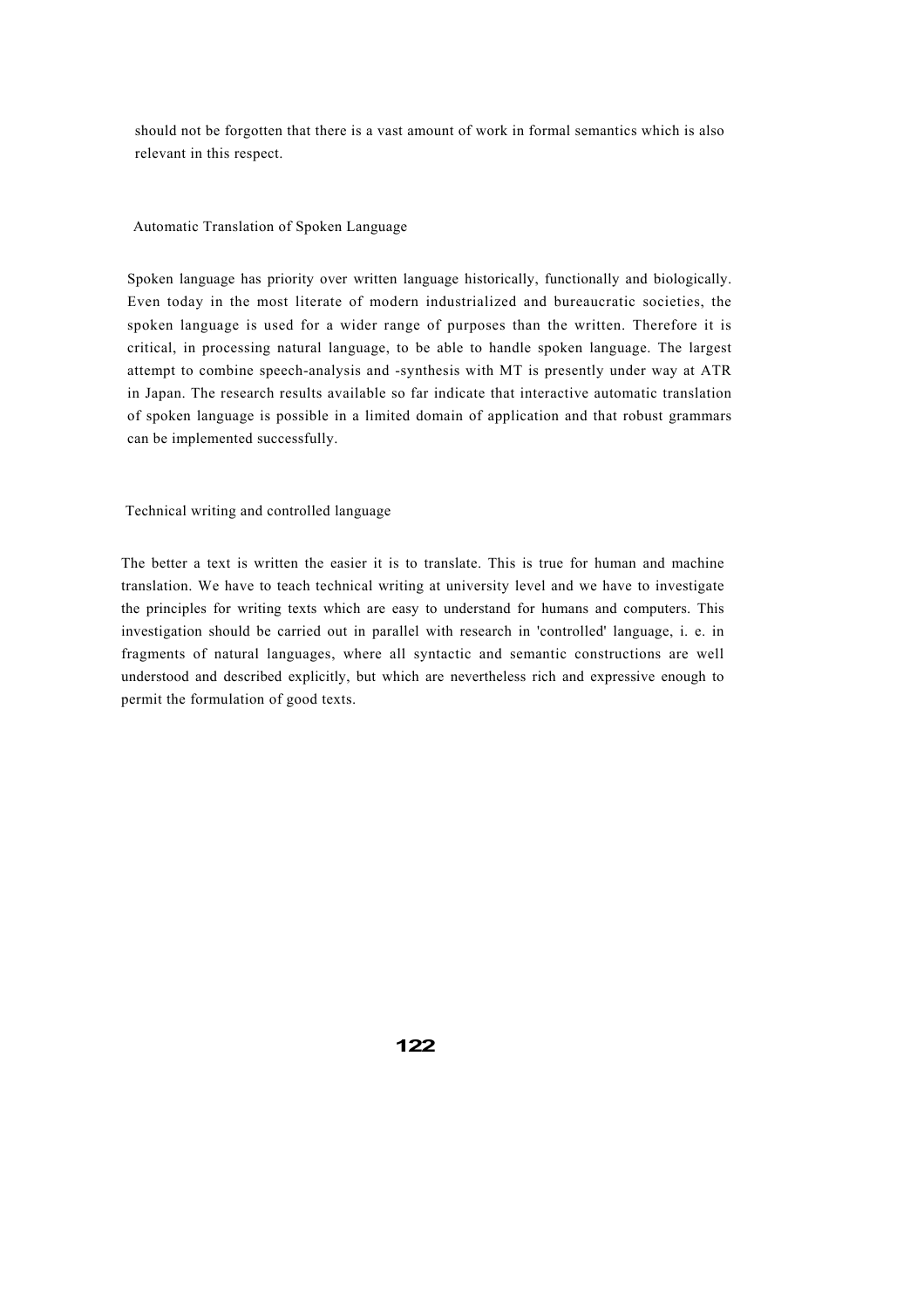should not be forgotten that there is a vast amount of work in formal semantics which is also relevant in this respect.

## Automatic Translation of Spoken Language

Spoken language has priority over written language historically, functionally and biologically. Even today in the most literate of modern industrialized and bureaucratic societies, the spoken language is used for a wider range of purposes than the written. Therefore it is critical, in processing natural language, to be able to handle spoken language. The largest attempt to combine speech-analysis and -synthesis with MT is presently under way at ATR in Japan. The research results available so far indicate that interactive automatic translation of spoken language is possible in a limited domain of application and that robust grammars can be implemented successfully.

## Technical writing and controlled language

The better a text is written the easier it is to translate. This is true for human and machine translation. We have to teach technical writing at university level and we have to investigate the principles for writing texts which are easy to understand for humans and computers. This investigation should be carried out in parallel with research in 'controlled' language, i. e. in fragments of natural languages, where all syntactic and semantic constructions are well understood and described explicitly, but which are nevertheless rich and expressive enough to permit the formulation of good texts.